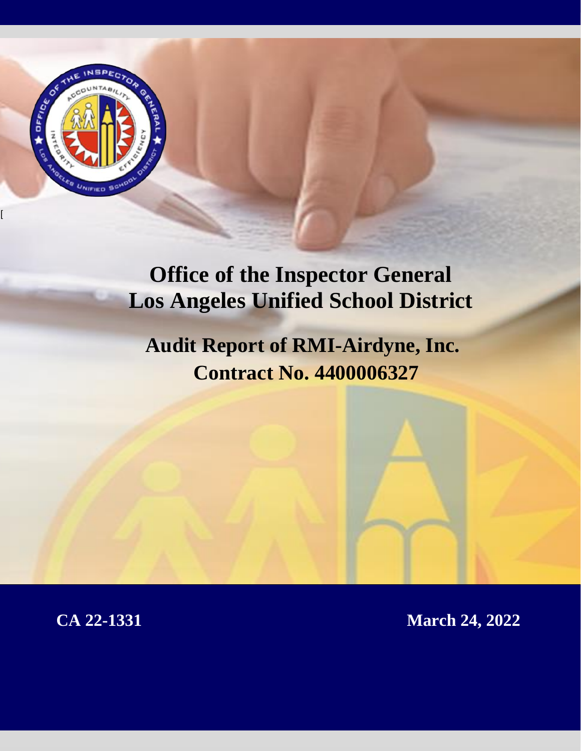# Office of the Inspector General
# Los Angeles Unified School District

## Audit Report of RMI-Airdyne, Inc.
## Contract No. 4400006327

**CA 22-1331**

**March 24, 2022**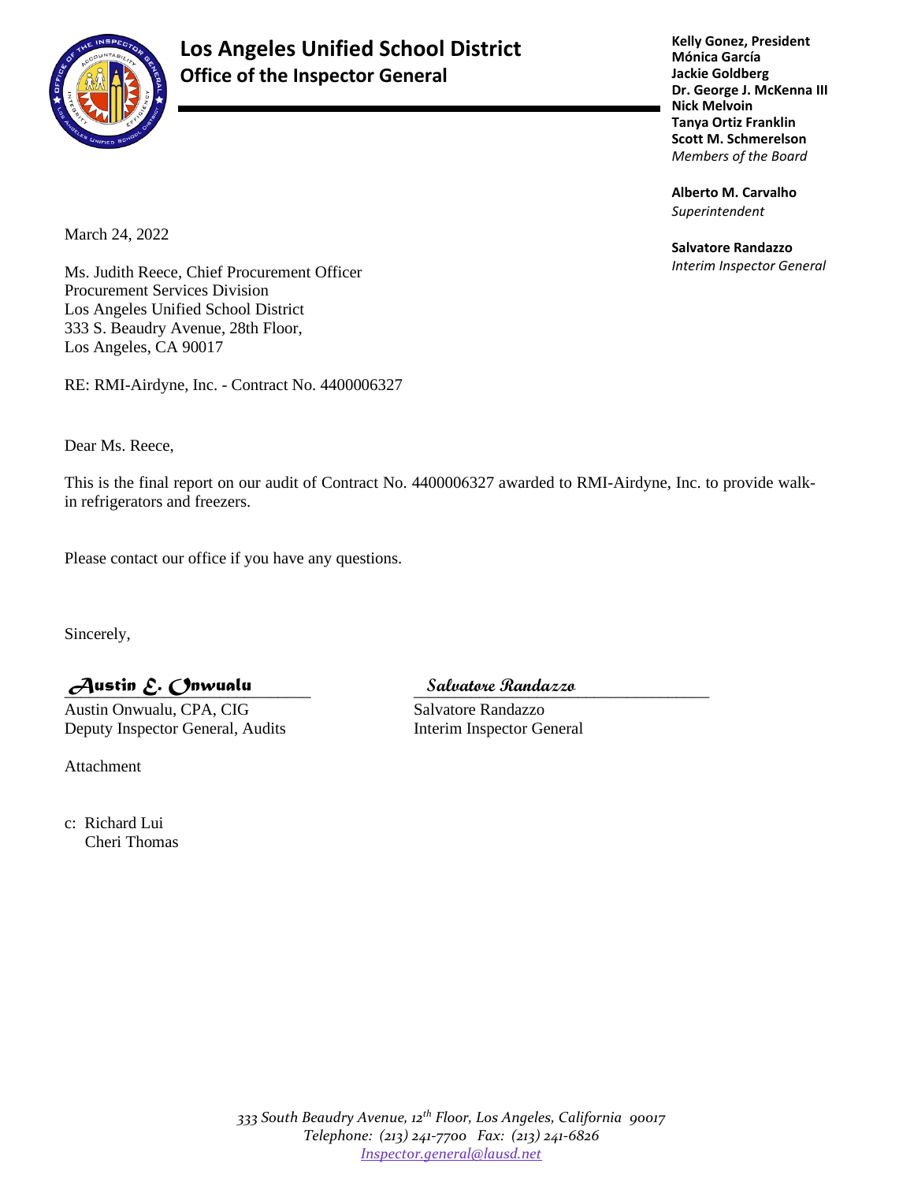# Los Angeles Unified School District
## Office of the Inspector General

**Kelly Gonez, President**
**Mónica García**
**Jackie Goldberg**
**Dr. George J. McKenna III**
**Nick Melvoin**
**Tanya Ortiz Franklin**
**Scott M. Schmerelson**
*Members of the Board*

**Alberto M. Carvalho**
*Superintendent*

**Salvatore Randazzo**
*Interim Inspector General*

March 24, 2022

Ms. Judith Reece, Chief Procurement Officer
Procurement Services Division
Los Angeles Unified School District
333 S. Beaudry Avenue, 28th Floor,
Los Angeles, CA 90017

RE: RMI-Airdyne, Inc. - Contract No. 4400006327

Dear Ms. Reece,

This is the final report on our audit of Contract No. 4400006327 awarded to RMI-Airdyne, Inc. to provide walk-in refrigerators and freezers.

Please contact our office if you have any questions.

Sincerely,

*Austin E. Onwualu*
Austin Onwualu, CPA, CIG
Deputy Inspector General, Audits

*Salvatore Randazzo*
Salvatore Randazzo
Interim Inspector General

Attachment

c: Richard Lui
Cheri Thomas

*333 South Beaudry Avenue, 12th Floor, Los Angeles, California 90017*
*Telephone: (213) 241-7700 Fax: (213) 241-6826*
*Inspector.general@lausd.net*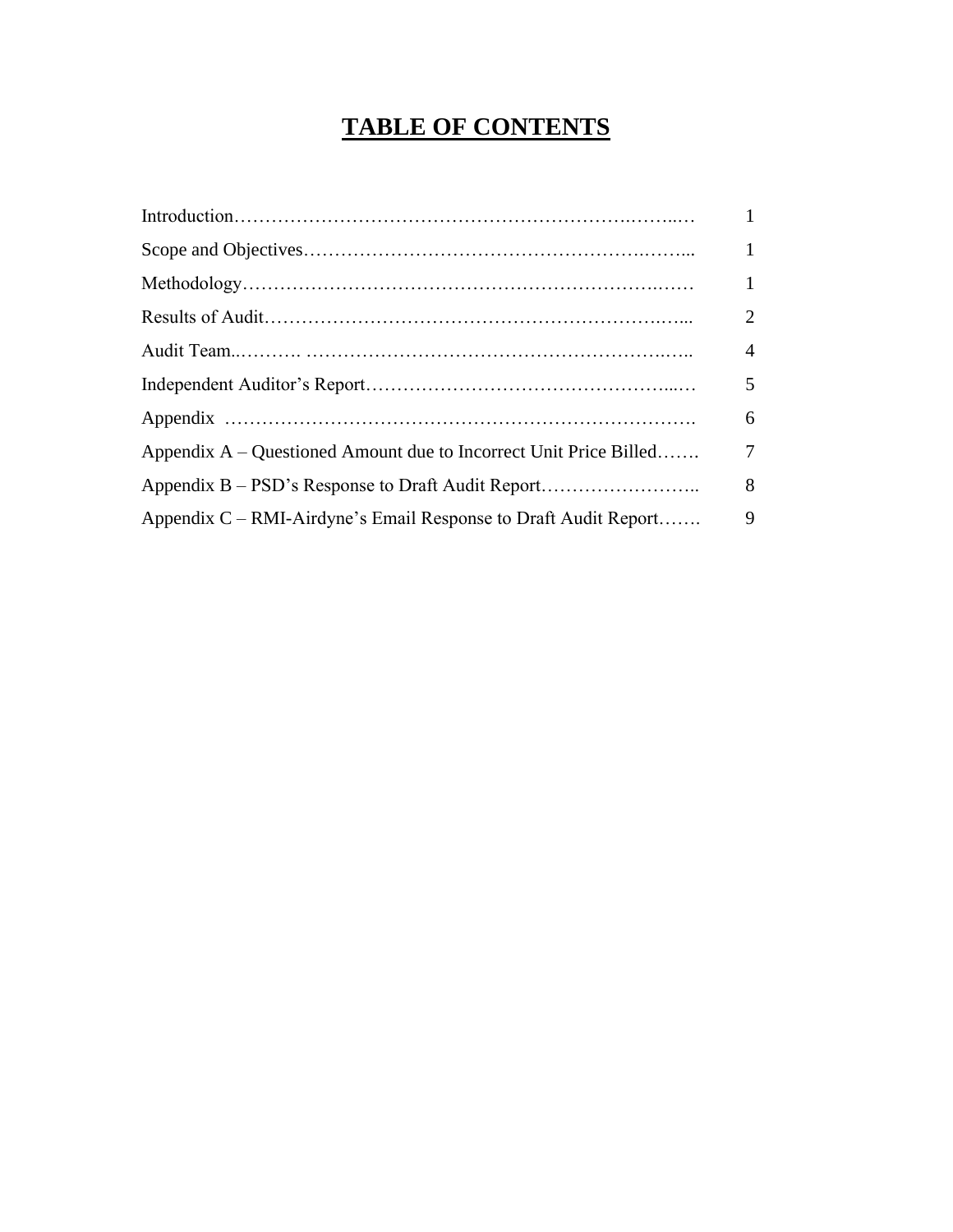# TABLE OF CONTENTS

| | |
|---|---|
| Introduction | 1 |
| Scope and Objectives | 1 |
| Methodology | 1 |
| Results of Audit | 2 |
| Audit Team | 4 |
| Independent Auditor's Report | 5 |
| Appendix | 6 |
| Appendix A – Questioned Amount due to Incorrect Unit Price Billed | 7 |
| Appendix B – PSD's Response to Draft Audit Report | 8 |
| Appendix C – RMI-Airdyne's Email Response to Draft Audit Report | 9 |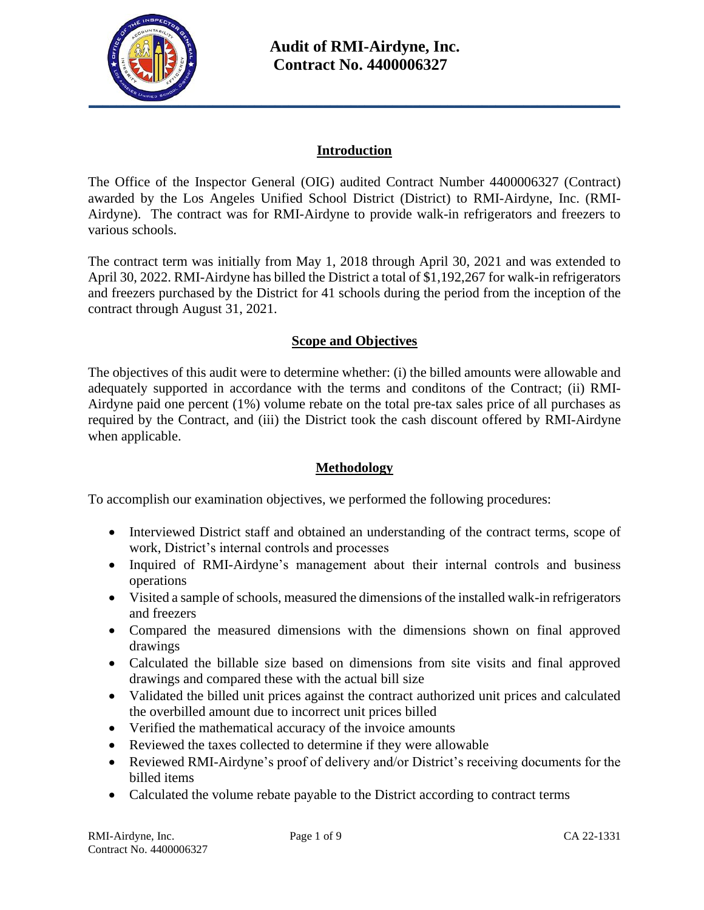# Audit of RMI-Airdyne, Inc.
# Contract No. 4400006327

## Introduction

The Office of the Inspector General (OIG) audited Contract Number 4400006327 (Contract) awarded by the Los Angeles Unified School District (District) to RMI-Airdyne, Inc. (RMI-Airdyne). The contract was for RMI-Airdyne to provide walk-in refrigerators and freezers to various schools.

The contract term was initially from May 1, 2018 through April 30, 2021 and was extended to April 30, 2022. RMI-Airdyne has billed the District a total of $1,192,267 for walk-in refrigerators and freezers purchased by the District for 41 schools during the period from the inception of the contract through August 31, 2021.

## Scope and Objectives

The objectives of this audit were to determine whether: (i) the billed amounts were allowable and adequately supported in accordance with the terms and conditons of the Contract; (ii) RMI-Airdyne paid one percent (1%) volume rebate on the total pre-tax sales price of all purchases as required by the Contract, and (iii) the District took the cash discount offered by RMI-Airdyne when applicable.

## Methodology

To accomplish our examination objectives, we performed the following procedures:

- Interviewed District staff and obtained an understanding of the contract terms, scope of work, District's internal controls and processes
- Inquired of RMI-Airdyne's management about their internal controls and business operations
- Visited a sample of schools, measured the dimensions of the installed walk-in refrigerators and freezers
- Compared the measured dimensions with the dimensions shown on final approved drawings
- Calculated the billable size based on dimensions from site visits and final approved drawings and compared these with the actual bill size
- Validated the billed unit prices against the contract authorized unit prices and calculated the overbilled amount due to incorrect unit prices billed
- Verified the mathematical accuracy of the invoice amounts
- Reviewed the taxes collected to determine if they were allowable
- Reviewed RMI-Airdyne's proof of delivery and/or District's receiving documents for the billed items
- Calculated the volume rebate payable to the District according to contract terms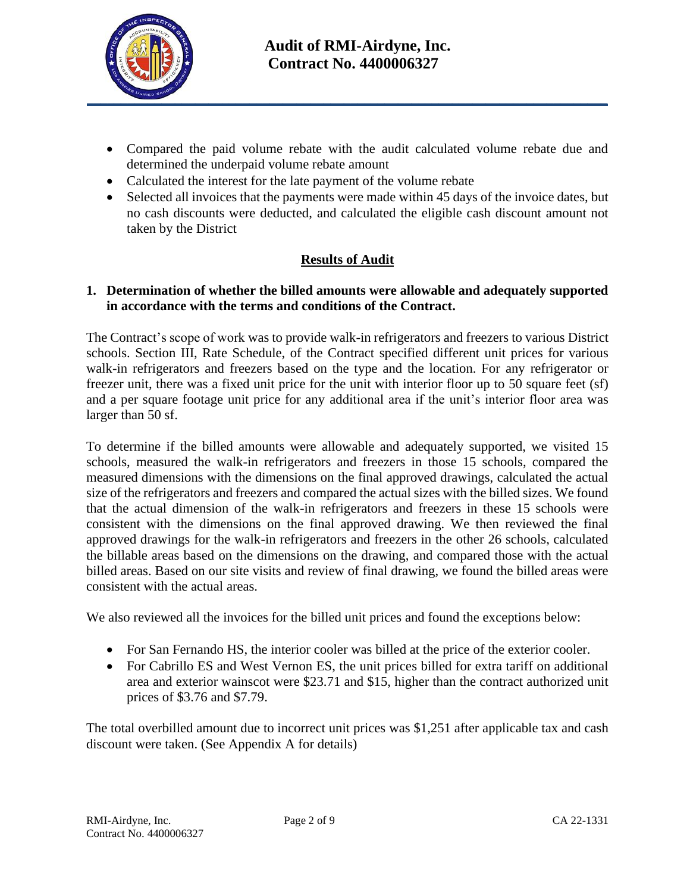- Compared the paid volume rebate with the audit calculated volume rebate due and determined the underpaid volume rebate amount
- Calculated the interest for the late payment of the volume rebate
- Selected all invoices that the payments were made within 45 days of the invoice dates, but no cash discounts were deducted, and calculated the eligible cash discount amount not taken by the District

## Results of Audit

### 1. Determination of whether the billed amounts were allowable and adequately supported in accordance with the terms and conditions of the Contract.

The Contract's scope of work was to provide walk-in refrigerators and freezers to various District schools. Section III, Rate Schedule, of the Contract specified different unit prices for various walk-in refrigerators and freezers based on the type and the location. For any refrigerator or freezer unit, there was a fixed unit price for the unit with interior floor up to 50 square feet (sf) and a per square footage unit price for any additional area if the unit's interior floor area was larger than 50 sf.

To determine if the billed amounts were allowable and adequately supported, we visited 15 schools, measured the walk-in refrigerators and freezers in those 15 schools, compared the measured dimensions with the dimensions on the final approved drawings, calculated the actual size of the refrigerators and freezers and compared the actual sizes with the billed sizes. We found that the actual dimension of the walk-in refrigerators and freezers in these 15 schools were consistent with the dimensions on the final approved drawing. We then reviewed the final approved drawings for the walk-in refrigerators and freezers in the other 26 schools, calculated the billable areas based on the dimensions on the drawing, and compared those with the actual billed areas. Based on our site visits and review of final drawing, we found the billed areas were consistent with the actual areas.

We also reviewed all the invoices for the billed unit prices and found the exceptions below:

- For San Fernando HS, the interior cooler was billed at the price of the exterior cooler.
- For Cabrillo ES and West Vernon ES, the unit prices billed for extra tariff on additional area and exterior wainscot were $23.71 and $15, higher than the contract authorized unit prices of $3.76 and $7.79.

The total overbilled amount due to incorrect unit prices was $1,251 after applicable tax and cash discount were taken. (See Appendix A for details)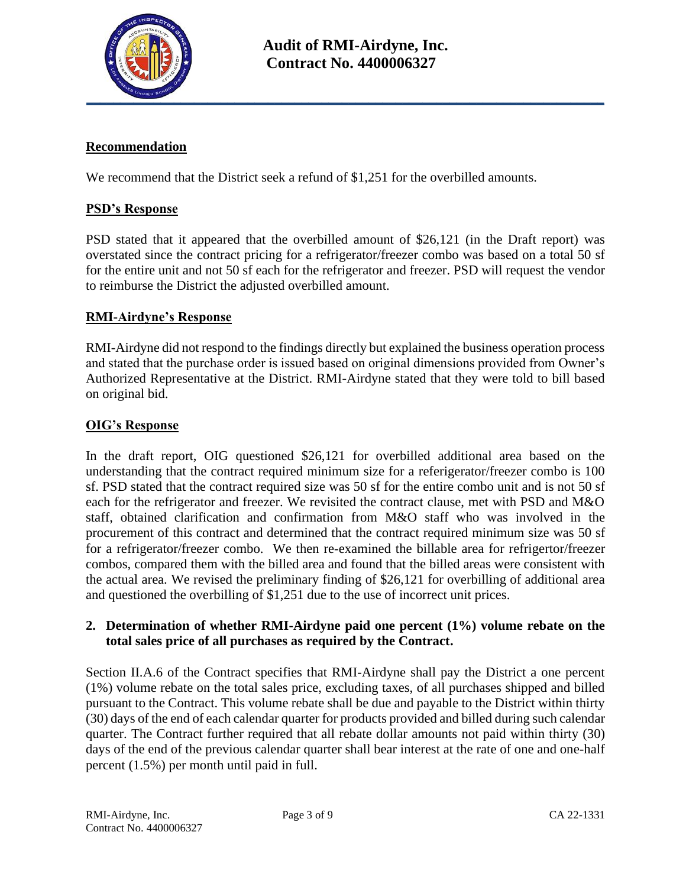**Recommendation**

We recommend that the District seek a refund of $1,251 for the overbilled amounts.

**PSD's Response**

PSD stated that it appeared that the overbilled amount of $26,121 (in the Draft report) was overstated since the contract pricing for a refrigerator/freezer combo was based on a total 50 sf for the entire unit and not 50 sf each for the refrigerator and freezer. PSD will request the vendor to reimburse the District the adjusted overbilled amount.

**RMI-Airdyne's Response**

RMI-Airdyne did not respond to the findings directly but explained the business operation process and stated that the purchase order is issued based on original dimensions provided from Owner's Authorized Representative at the District. RMI-Airdyne stated that they were told to bill based on original bid.

**OIG's Response**

In the draft report, OIG questioned $26,121 for overbilled additional area based on the understanding that the contract required minimum size for a referigerator/freezer combo is 100 sf. PSD stated that the contract required size was 50 sf for the entire combo unit and is not 50 sf each for the refrigerator and freezer. We revisited the contract clause, met with PSD and M&O staff, obtained clarification and confirmation from M&O staff who was involved in the procurement of this contract and determined that the contract required minimum size was 50 sf for a refrigerator/freezer combo. We then re-examined the billable area for refrigertor/freezer combos, compared them with the billed area and found that the billed areas were consistent with the actual area. We revised the preliminary finding of $26,121 for overbilling of additional area and questioned the overbilling of $1,251 due to the use of incorrect unit prices.

**2. Determination of whether RMI-Airdyne paid one percent (1%) volume rebate on the total sales price of all purchases as required by the Contract.**

Section II.A.6 of the Contract specifies that RMI-Airdyne shall pay the District a one percent (1%) volume rebate on the total sales price, excluding taxes, of all purchases shipped and billed pursuant to the Contract. This volume rebate shall be due and payable to the District within thirty (30) days of the end of each calendar quarter for products provided and billed during such calendar quarter. The Contract further required that all rebate dollar amounts not paid within thirty (30) days of the end of the previous calendar quarter shall bear interest at the rate of one and one-half percent (1.5%) per month until paid in full.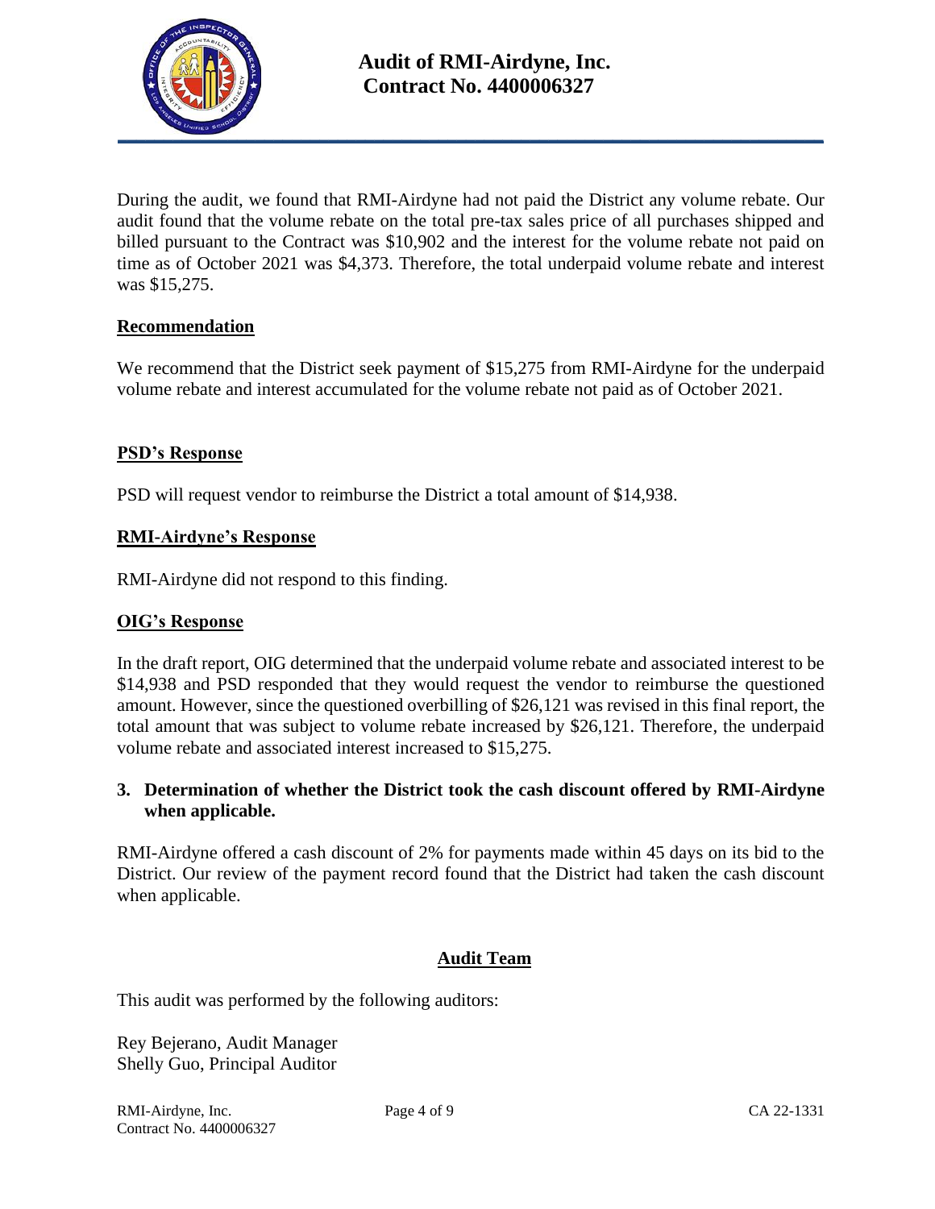During the audit, we found that RMI-Airdyne had not paid the District any volume rebate. Our audit found that the volume rebate on the total pre-tax sales price of all purchases shipped and billed pursuant to the Contract was $10,902 and the interest for the volume rebate not paid on time as of October 2021 was $4,373. Therefore, the total underpaid volume rebate and interest was $15,275.

**Recommendation**

We recommend that the District seek payment of $15,275 from RMI-Airdyne for the underpaid volume rebate and interest accumulated for the volume rebate not paid as of October 2021.

**PSD's Response**

PSD will request vendor to reimburse the District a total amount of $14,938.

**RMI-Airdyne's Response**

RMI-Airdyne did not respond to this finding.

**OIG's Response**

In the draft report, OIG determined that the underpaid volume rebate and associated interest to be $14,938 and PSD responded that they would request the vendor to reimburse the questioned amount. However, since the questioned overbilling of $26,121 was revised in this final report, the total amount that was subject to volume rebate increased by $26,121. Therefore, the underpaid volume rebate and associated interest increased to $15,275.

3. **Determination of whether the District took the cash discount offered by RMI-Airdyne when applicable.**

RMI-Airdyne offered a cash discount of 2% for payments made within 45 days on its bid to the District. Our review of the payment record found that the District had taken the cash discount when applicable.

## Audit Team

This audit was performed by the following auditors:

Rey Bejerano, Audit Manager
Shelly Guo, Principal Auditor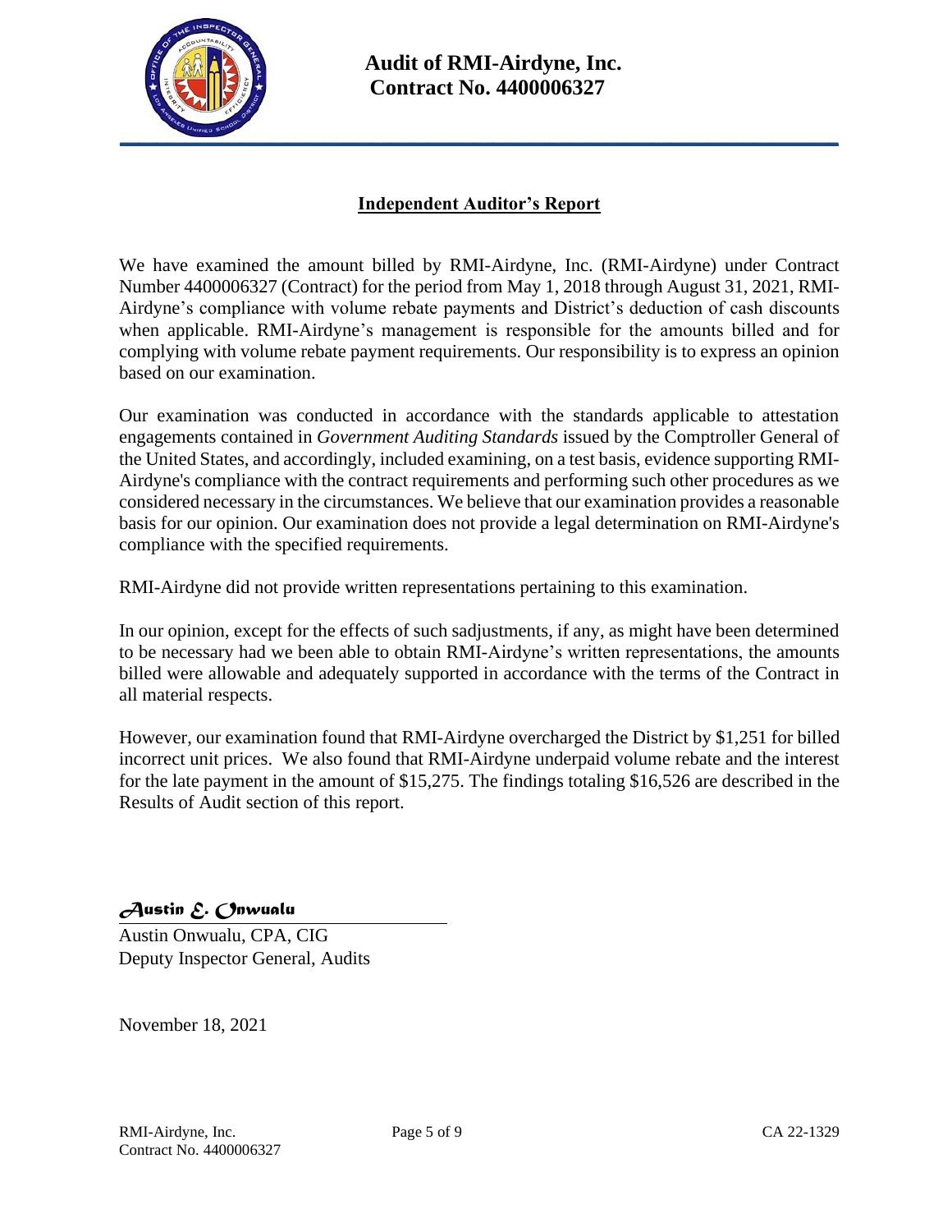## Independent Auditor's Report

We have examined the amount billed by RMI-Airdyne, Inc. (RMI-Airdyne) under Contract Number 4400006327 (Contract) for the period from May 1, 2018 through August 31, 2021, RMI-Airdyne's compliance with volume rebate payments and District's deduction of cash discounts when applicable. RMI-Airdyne's management is responsible for the amounts billed and for complying with volume rebate payment requirements. Our responsibility is to express an opinion based on our examination.

Our examination was conducted in accordance with the standards applicable to attestation engagements contained in *Government Auditing Standards* issued by the Comptroller General of the United States, and accordingly, included examining, on a test basis, evidence supporting RMI-Airdyne's compliance with the contract requirements and performing such other procedures as we considered necessary in the circumstances. We believe that our examination provides a reasonable basis for our opinion. Our examination does not provide a legal determination on RMI-Airdyne's compliance with the specified requirements.

RMI-Airdyne did not provide written representations pertaining to this examination.

In our opinion, except for the effects of such sadjustments, if any, as might have been determined to be necessary had we been able to obtain RMI-Airdyne's written representations, the amounts billed were allowable and adequately supported in accordance with the terms of the Contract in all material respects.

However, our examination found that RMI-Airdyne overcharged the District by $1,251 for billed incorrect unit prices. We also found that RMI-Airdyne underpaid volume rebate and the interest for the late payment in the amount of $15,275. The findings totaling $16,526 are described in the Results of Audit section of this report.

*Austin E. Onwualu*

Austin Onwualu, CPA, CIG
Deputy Inspector General, Audits

November 18, 2021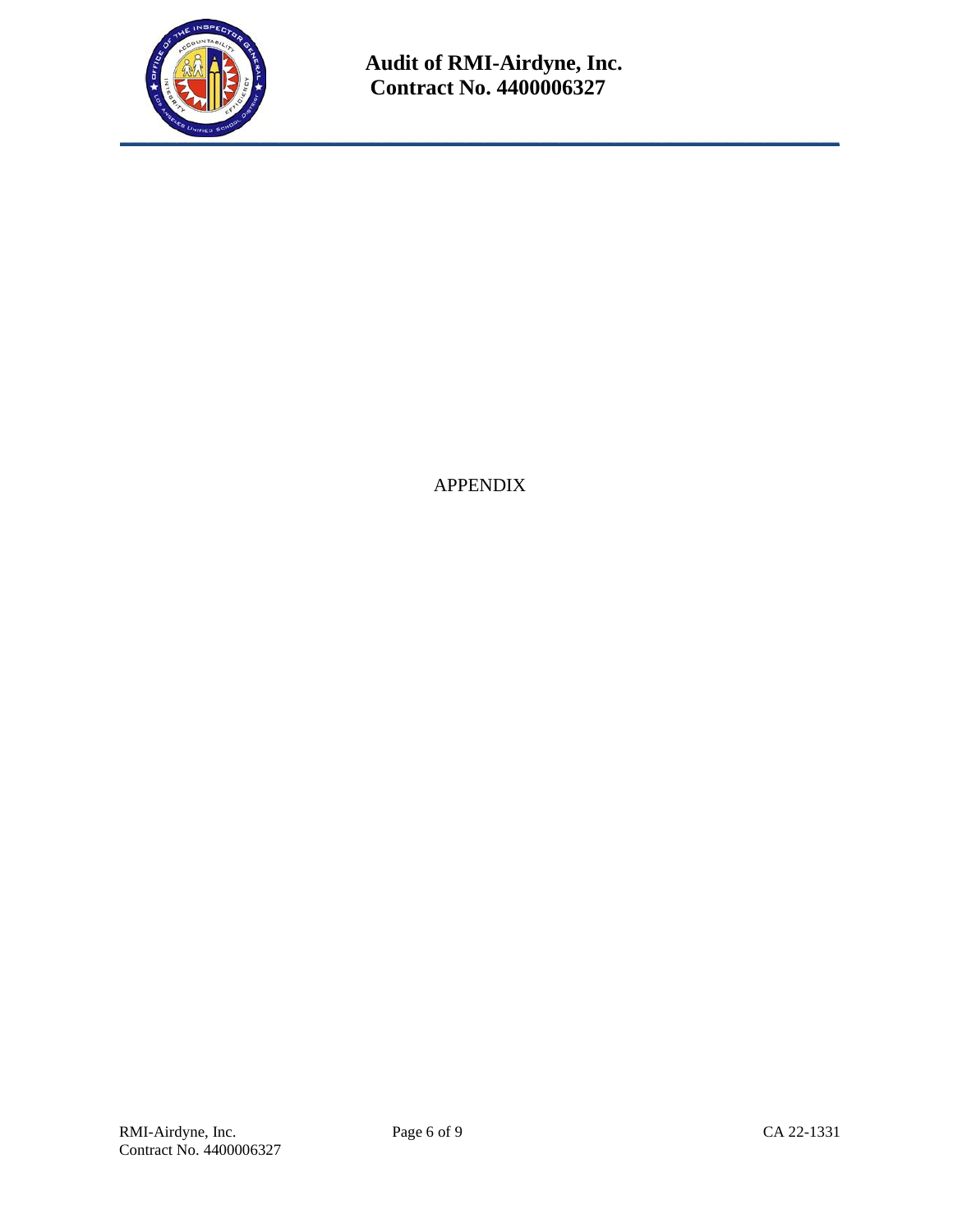APPENDIX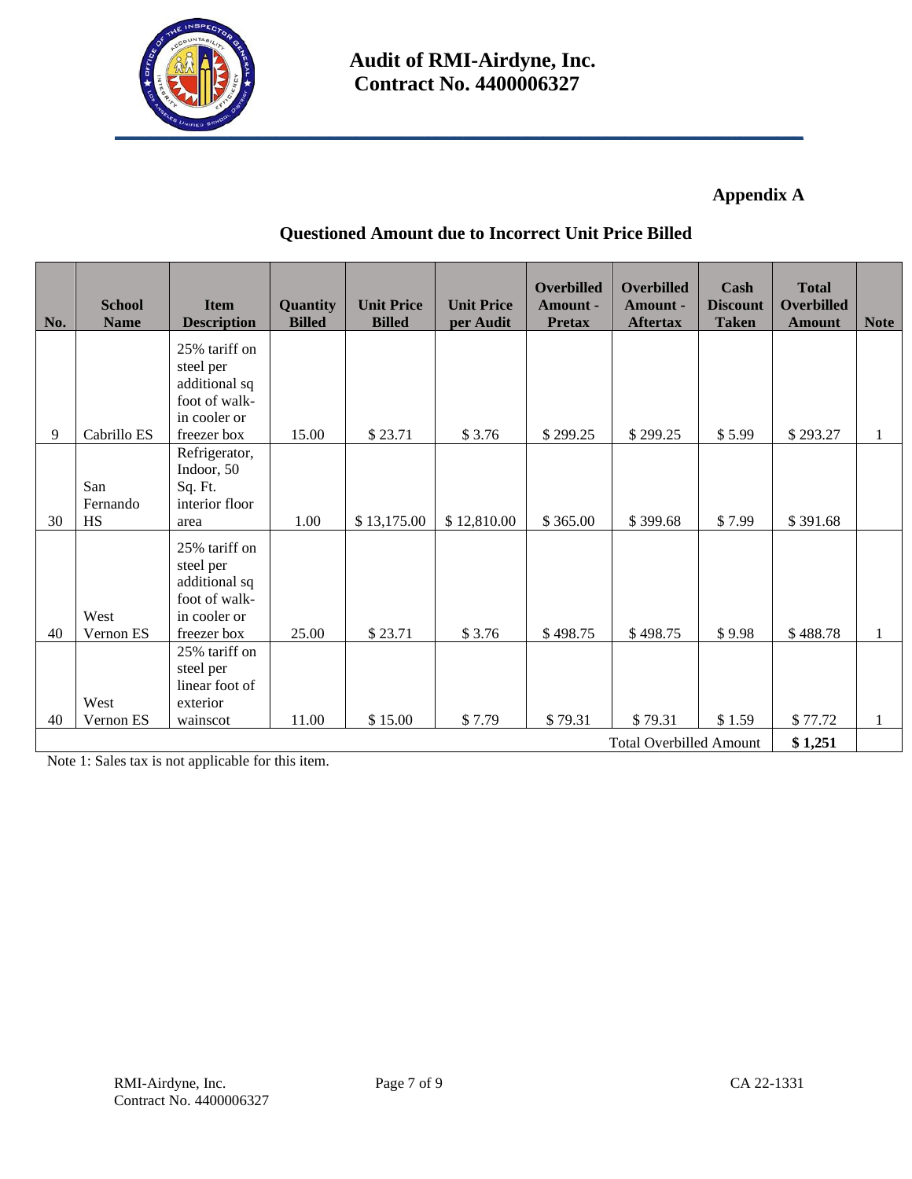## Appendix A

### Questioned Amount due to Incorrect Unit Price Billed

| No. | School Name | Item Description | Quantity Billed | Unit Price Billed | Unit Price per Audit | Overbilled Amount - Pretax | Overbilled Amount - Aftertax | Cash Discount Taken | Total Overbilled Amount | Note |
|---|---|---|---|---|---|---|---|---|---|---|
| 9 | Cabrillo ES | 25% tariff on steel per additional sq foot of walk-in cooler or freezer box | 15.00 | $ 23.71 | $ 3.76 | $ 299.25 | $ 299.25 | $ 5.99 | $ 293.27 | 1 |
| 30 | San Fernando HS | Refrigerator, Indoor, 50 Sq. Ft. interior floor area | 1.00 | $ 13,175.00 | $ 12,810.00 | $ 365.00 | $ 399.68 | $ 7.99 | $ 391.68 | |
| 40 | West Vernon ES | 25% tariff on steel per additional sq foot of walk-in cooler or freezer box | 25.00 | $ 23.71 | $ 3.76 | $ 498.75 | $ 498.75 | $ 9.98 | $ 488.78 | 1 |
| 40 | West Vernon ES | 25% tariff on steel per linear foot of exterior wainscot | 11.00 | $ 15.00 | $ 7.79 | $ 79.31 | $ 79.31 | $ 1.59 | $ 77.72 | 1 |
| | | | | | | | Total Overbilled Amount | | **$ 1,251** | |

Note 1: Sales tax is not applicable for this item.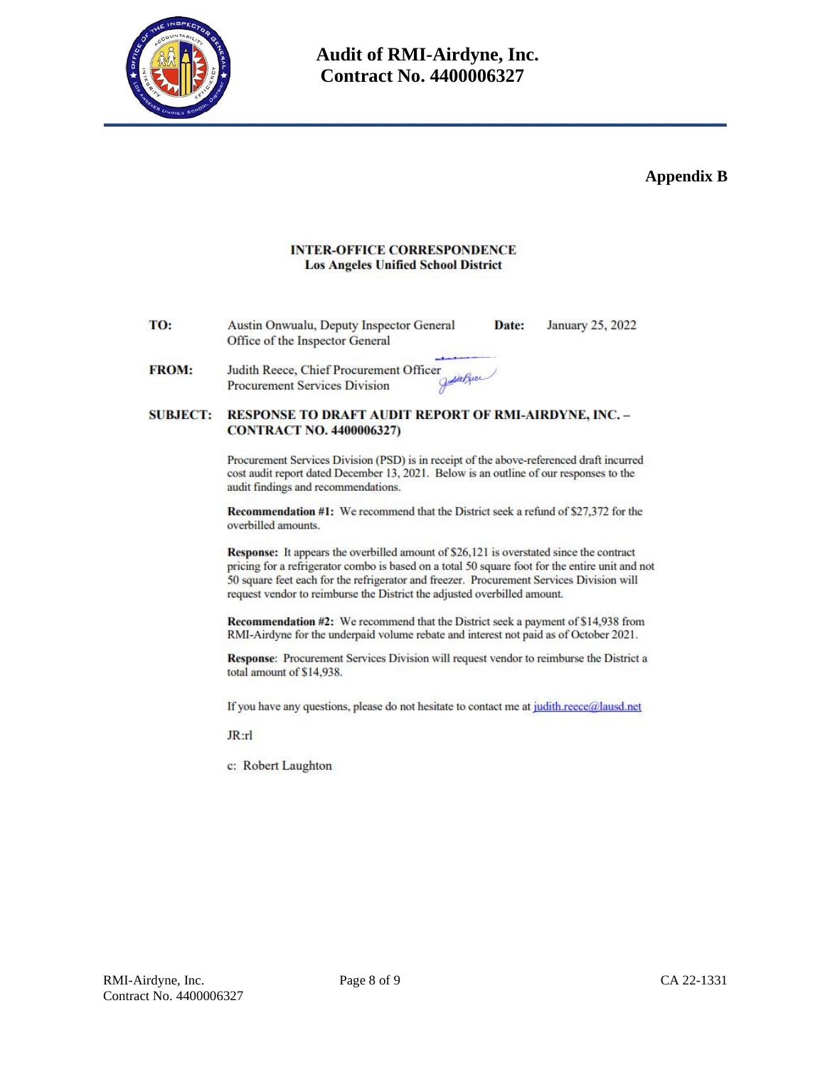## Appendix B

**INTER-OFFICE CORRESPONDENCE**
**Los Angeles Unified School District**

**TO:** Austin Onwualu, Deputy Inspector General
Office of the Inspector General

**Date:** January 25, 2022

**FROM:** Judith Reece, Chief Procurement Officer
Procurement Services Division

**SUBJECT:** **RESPONSE TO DRAFT AUDIT REPORT OF RMI-AIRDYNE, INC. – CONTRACT NO. 4400006327)**

Procurement Services Division (PSD) is in receipt of the above-referenced draft incurred cost audit report dated December 13, 2021. Below is an outline of our responses to the audit findings and recommendations.

**Recommendation #1:** We recommend that the District seek a refund of $27,372 for the overbilled amounts.

**Response:** It appears the overbilled amount of $26,121 is overstated since the contract pricing for a refrigerator combo is based on a total 50 square foot for the entire unit and not 50 square feet each for the refrigerator and freezer. Procurement Services Division will request vendor to reimburse the District the adjusted overbilled amount.

**Recommendation #2:** We recommend that the District seek a payment of $14,938 from RMI-Airdyne for the underpaid volume rebate and interest not paid as of October 2021.

**Response**: Procurement Services Division will request vendor to reimburse the District a total amount of $14,938.

If you have any questions, please do not hesitate to contact me at judith.reece@lausd.net

JR:rl

c: Robert Laughton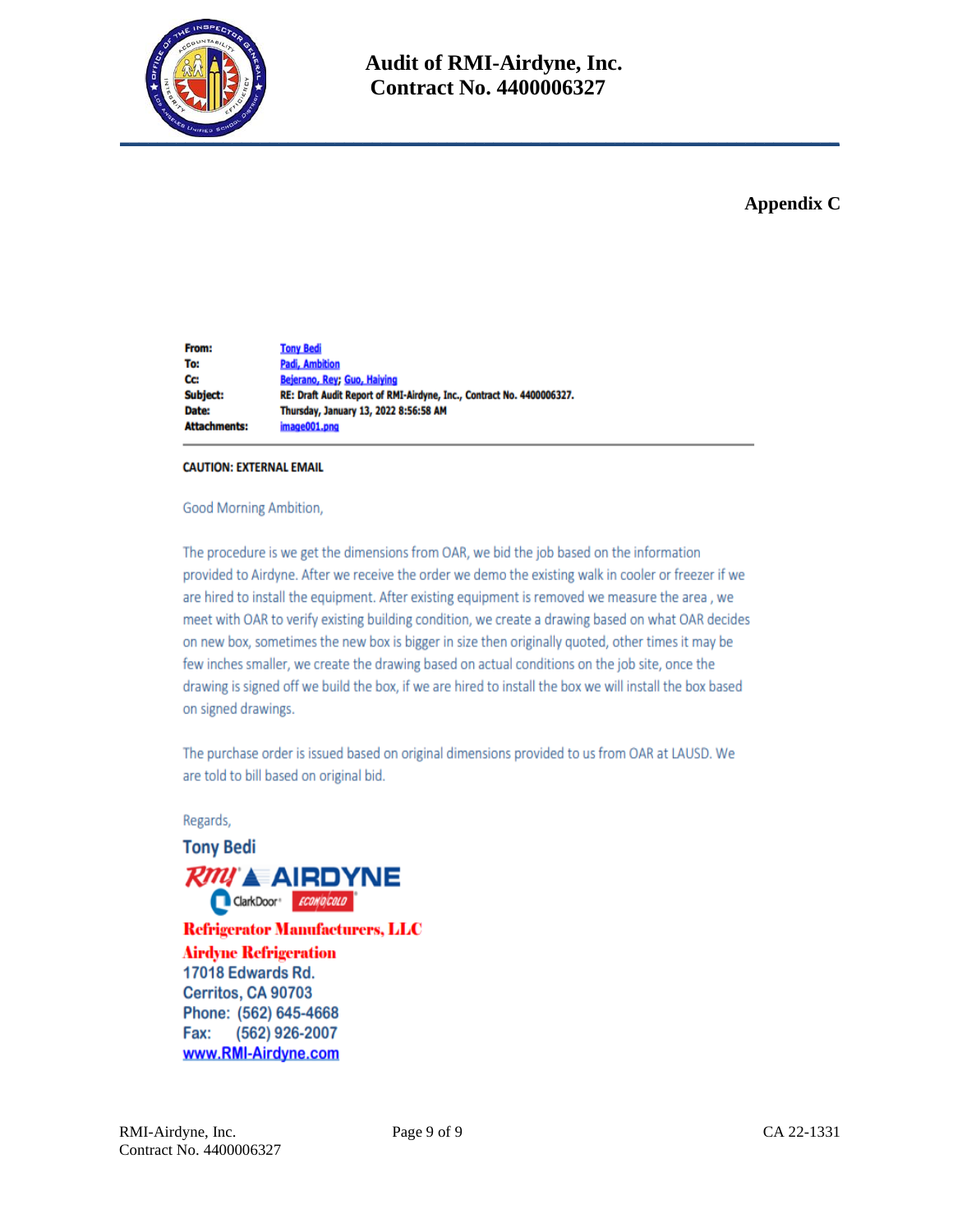**Appendix C**

| | |
|---|---|
| **From:** | Tony Bedi |
| **To:** | Padi, Ambition |
| **Cc:** | Bejerano, Rey; Guo, Haiying |
| **Subject:** | RE: Draft Audit Report of RMI-Airdyne, Inc., Contract No. 4400006327. |
| **Date:** | Thursday, January 13, 2022 8:56:58 AM |
| **Attachments:** | image001.png |

**CAUTION: EXTERNAL EMAIL**

Good Morning Ambition,

The procedure is we get the dimensions from OAR, we bid the job based on the information provided to Airdyne. After we receive the order we demo the existing walk in cooler or freezer if we are hired to install the equipment. After existing equipment is removed we measure the area , we meet with OAR to verify existing building condition, we create a drawing based on what OAR decides on new box, sometimes the new box is bigger in size then originally quoted, other times it may be few inches smaller, we create the drawing based on actual conditions on the job site, once the drawing is signed off we build the box, if we are hired to install the box we will install the box based on signed drawings.

The purchase order is issued based on original dimensions provided to us from OAR at LAUSD. We are told to bill based on original bid.

Regards,

**Tony Bedi**

RMI AIRDYNE
ClarkDoor ECONOCOLD

**Refrigerator Manufacturers, LLC**
**Airdyne Refrigeration**
17018 Edwards Rd.
Cerritos, CA 90703
Phone: (562) 645-4668
Fax: (562) 926-2007
www.RMI-Airdyne.com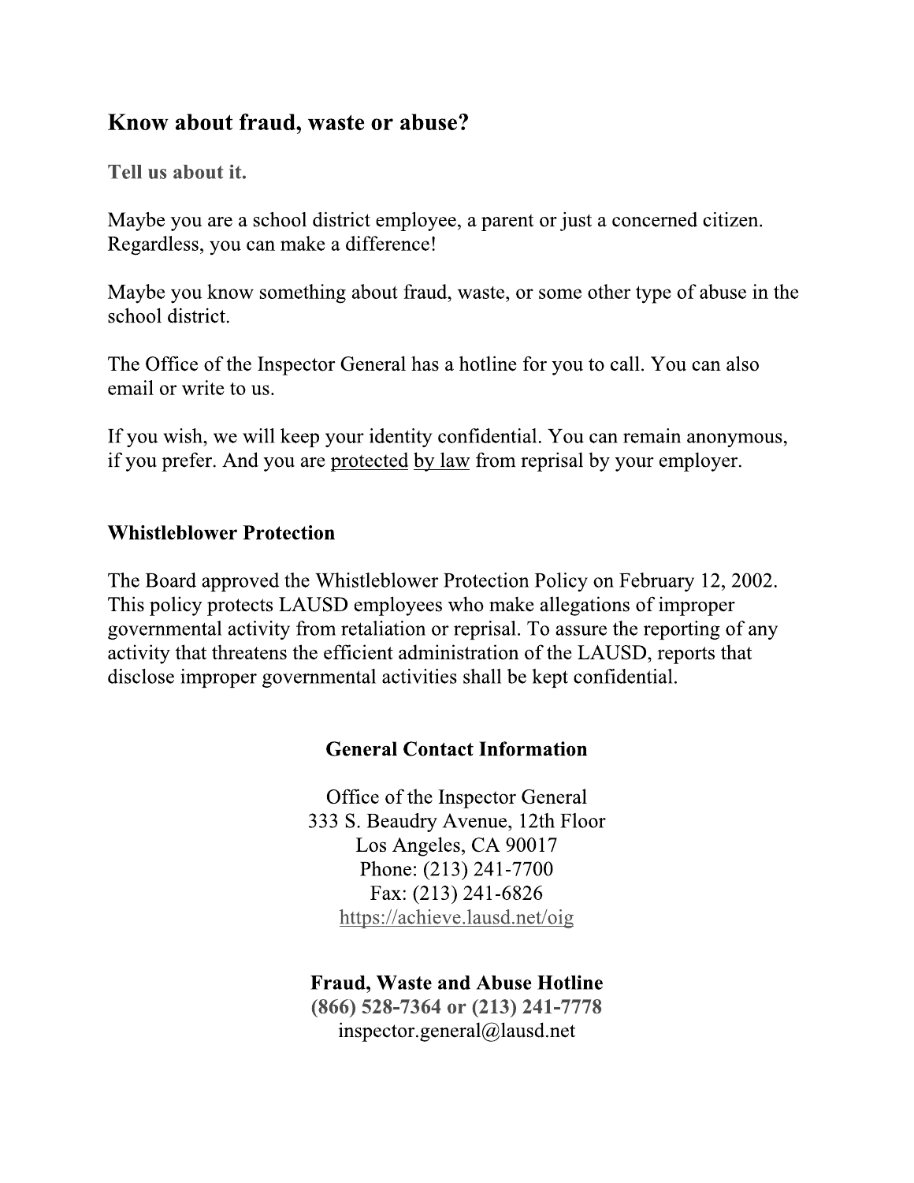## Know about fraud, waste or abuse?

**Tell us about it.**

Maybe you are a school district employee, a parent or just a concerned citizen. Regardless, you can make a difference!

Maybe you know something about fraud, waste, or some other type of abuse in the school district.

The Office of the Inspector General has a hotline for you to call. You can also email or write to us.

If you wish, we will keep your identity confidential. You can remain anonymous, if you prefer. And you are protected by law from reprisal by your employer.

### Whistleblower Protection

The Board approved the Whistleblower Protection Policy on February 12, 2002. This policy protects LAUSD employees who make allegations of improper governmental activity from retaliation or reprisal. To assure the reporting of any activity that threatens the efficient administration of the LAUSD, reports that disclose improper governmental activities shall be kept confidential.

**General Contact Information**

Office of the Inspector General
333 S. Beaudry Avenue, 12th Floor
Los Angeles, CA 90017
Phone: (213) 241-7700
Fax: (213) 241-6826
https://achieve.lausd.net/oig

**Fraud, Waste and Abuse Hotline**
**(866) 528-7364 or (213) 241-7778**
inspector.general@lausd.net